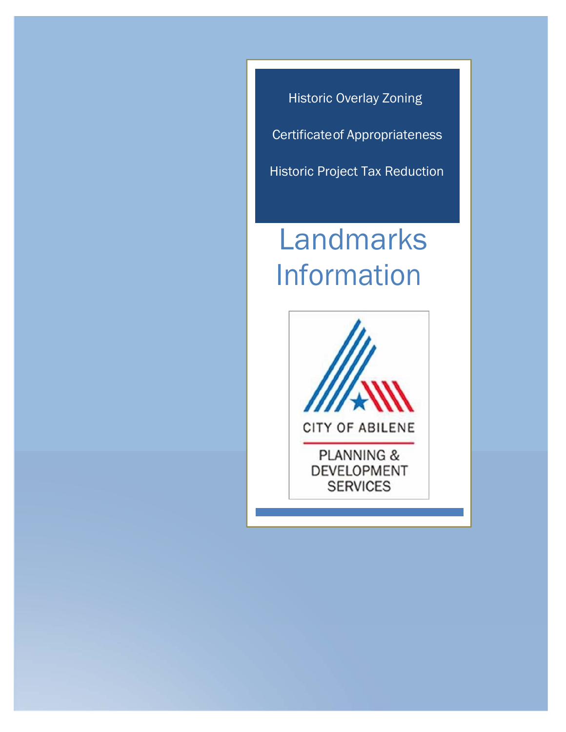Historic Overlay Zoning

Certificate of Appropriateness

Historic Project Tax Reduction

# Landmarks Information

CITY OF ABILENE

PLANNING & DEVELOPMENT SERVICES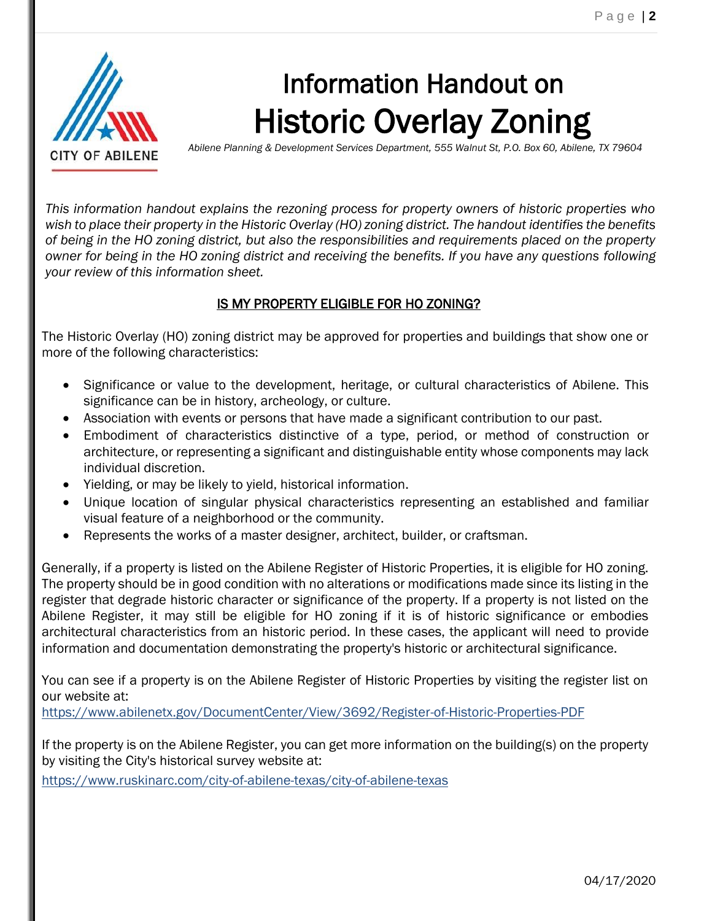# Information Handout on
# Historic Overlay Zoning

*Abilene Planning & Development Services Department, 555 Walnut St, P.O. Box 60, Abilene, TX 79604*

*This information handout explains the rezoning process for property owners of historic properties who wish to place their property in the Historic Overlay (HO) zoning district. The handout identifies the benefits of being in the HO zoning district, but also the responsibilities and requirements placed on the property owner for being in the HO zoning district and receiving the benefits. If you have any questions following your review of this information sheet.*

## IS MY PROPERTY ELIGIBLE FOR HO ZONING?

The Historic Overlay (HO) zoning district may be approved for properties and buildings that show one or more of the following characteristics:

- Significance or value to the development, heritage, or cultural characteristics of Abilene. This significance can be in history, archeology, or culture.
- Association with events or persons that have made a significant contribution to our past.
- Embodiment of characteristics distinctive of a type, period, or method of construction or architecture, or representing a significant and distinguishable entity whose components may lack individual discretion.
- Yielding, or may be likely to yield, historical information.
- Unique location of singular physical characteristics representing an established and familiar visual feature of a neighborhood or the community.
- Represents the works of a master designer, architect, builder, or craftsman.

Generally, if a property is listed on the Abilene Register of Historic Properties, it is eligible for HO zoning. The property should be in good condition with no alterations or modifications made since its listing in the register that degrade historic character or significance of the property. If a property is not listed on the Abilene Register, it may still be eligible for HO zoning if it is of historic significance or embodies architectural characteristics from an historic period. In these cases, the applicant will need to provide information and documentation demonstrating the property's historic or architectural significance.

You can see if a property is on the Abilene Register of Historic Properties by visiting the register list on our website at:
https://www.abilenetx.gov/DocumentCenter/View/3692/Register-of-Historic-Properties-PDF

If the property is on the Abilene Register, you can get more information on the building(s) on the property by visiting the City's historical survey website at:
https://www.ruskinarc.com/city-of-abilene-texas/city-of-abilene-texas

04/17/2020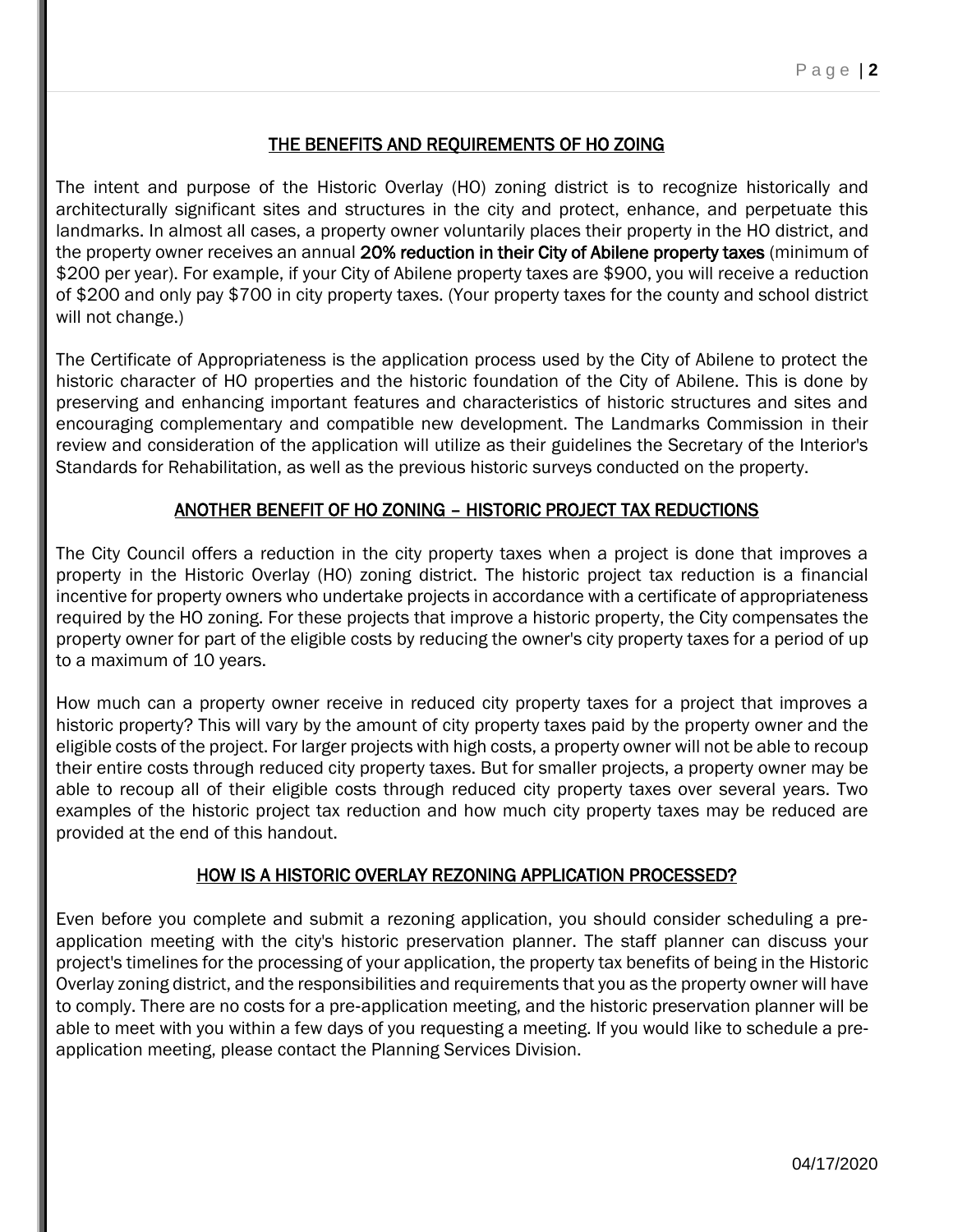## THE BENEFITS AND REQUIREMENTS OF HO ZOING

The intent and purpose of the Historic Overlay (HO) zoning district is to recognize historically and architecturally significant sites and structures in the city and protect, enhance, and perpetuate this landmarks. In almost all cases, a property owner voluntarily places their property in the HO district, and the property owner receives an annual **20% reduction in their City of Abilene property taxes** (minimum of $200 per year). For example, if your City of Abilene property taxes are $900, you will receive a reduction of $200 and only pay $700 in city property taxes. (Your property taxes for the county and school district will not change.)

The Certificate of Appropriateness is the application process used by the City of Abilene to protect the historic character of HO properties and the historic foundation of the City of Abilene. This is done by preserving and enhancing important features and characteristics of historic structures and sites and encouraging complementary and compatible new development. The Landmarks Commission in their review and consideration of the application will utilize as their guidelines the Secretary of the Interior's Standards for Rehabilitation, as well as the previous historic surveys conducted on the property.

## ANOTHER BENEFIT OF HO ZONING – HISTORIC PROJECT TAX REDUCTIONS

The City Council offers a reduction in the city property taxes when a project is done that improves a property in the Historic Overlay (HO) zoning district. The historic project tax reduction is a financial incentive for property owners who undertake projects in accordance with a certificate of appropriateness required by the HO zoning. For these projects that improve a historic property, the City compensates the property owner for part of the eligible costs by reducing the owner's city property taxes for a period of up to a maximum of 10 years.

How much can a property owner receive in reduced city property taxes for a project that improves a historic property? This will vary by the amount of city property taxes paid by the property owner and the eligible costs of the project. For larger projects with high costs, a property owner will not be able to recoup their entire costs through reduced city property taxes. But for smaller projects, a property owner may be able to recoup all of their eligible costs through reduced city property taxes over several years. Two examples of the historic project tax reduction and how much city property taxes may be reduced are provided at the end of this handout.

## HOW IS A HISTORIC OVERLAY REZONING APPLICATION PROCESSED?

Even before you complete and submit a rezoning application, you should consider scheduling a pre-application meeting with the city's historic preservation planner. The staff planner can discuss your project's timelines for the processing of your application, the property tax benefits of being in the Historic Overlay zoning district, and the responsibilities and requirements that you as the property owner will have to comply. There are no costs for a pre-application meeting, and the historic preservation planner will be able to meet with you within a few days of you requesting a meeting. If you would like to schedule a pre-application meeting, please contact the Planning Services Division.

04/17/2020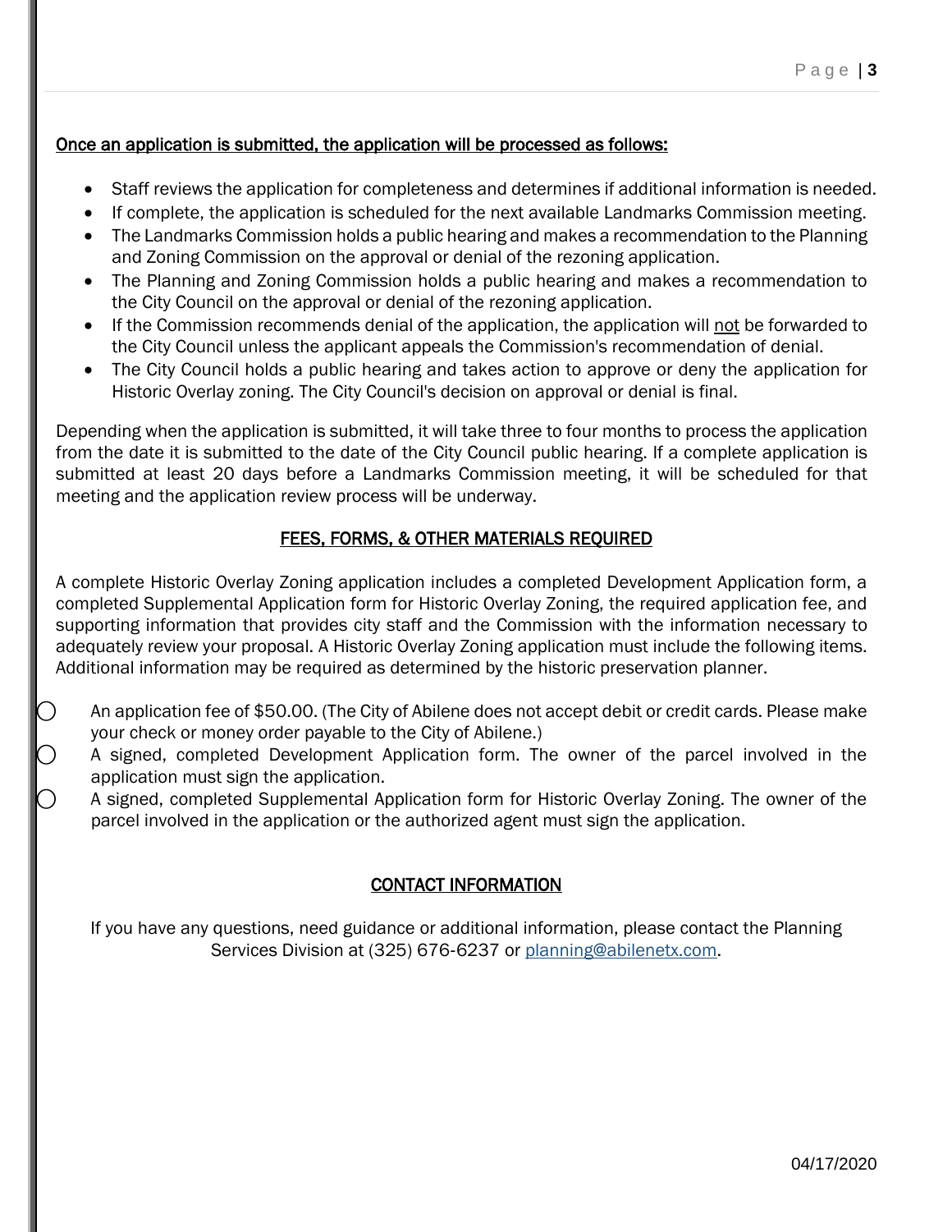**Once an application is submitted, the application will be processed as follows:**

- Staff reviews the application for completeness and determines if additional information is needed.
- If complete, the application is scheduled for the next available Landmarks Commission meeting.
- The Landmarks Commission holds a public hearing and makes a recommendation to the Planning and Zoning Commission on the approval or denial of the rezoning application.
- The Planning and Zoning Commission holds a public hearing and makes a recommendation to the City Council on the approval or denial of the rezoning application.
- If the Commission recommends denial of the application, the application will not be forwarded to the City Council unless the applicant appeals the Commission's recommendation of denial.
- The City Council holds a public hearing and takes action to approve or deny the application for Historic Overlay zoning. The City Council's decision on approval or denial is final.

Depending when the application is submitted, it will take three to four months to process the application from the date it is submitted to the date of the City Council public hearing. If a complete application is submitted at least 20 days before a Landmarks Commission meeting, it will be scheduled for that meeting and the application review process will be underway.

## FEES, FORMS, & OTHER MATERIALS REQUIRED

A complete Historic Overlay Zoning application includes a completed Development Application form, a completed Supplemental Application form for Historic Overlay Zoning, the required application fee, and supporting information that provides city staff and the Commission with the information necessary to adequately review your proposal. A Historic Overlay Zoning application must include the following items. Additional information may be required as determined by the historic preservation planner.

- ○ An application fee of $50.00. (The City of Abilene does not accept debit or credit cards. Please make your check or money order payable to the City of Abilene.)
- ○ A signed, completed Development Application form. The owner of the parcel involved in the application must sign the application.
- ○ A signed, completed Supplemental Application form for Historic Overlay Zoning. The owner of the parcel involved in the application or the authorized agent must sign the application.

## CONTACT INFORMATION

If you have any questions, need guidance or additional information, please contact the Planning Services Division at (325) 676-6237 or planning@abilenetx.com.

04/17/2020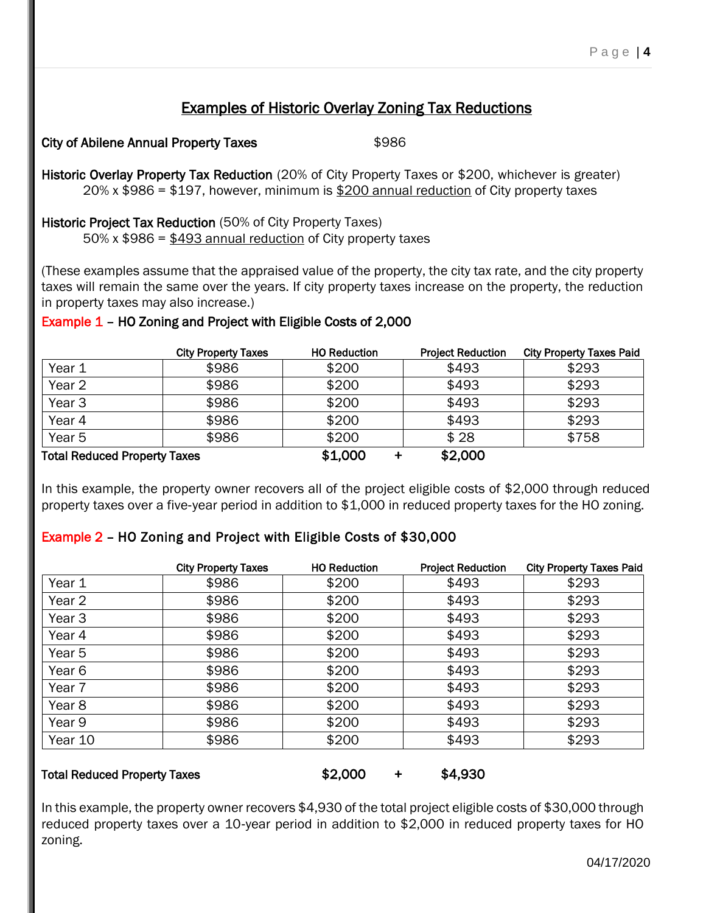## Examples of Historic Overlay Zoning Tax Reductions

**City of Abilene Annual Property Taxes** $986

**Historic Overlay Property Tax Reduction** (20% of City Property Taxes or $200, whichever is greater)
20% x $986 = $197, however, minimum is $200 annual reduction of City property taxes

**Historic Project Tax Reduction** (50% of City Property Taxes)
50% x $986 = $493 annual reduction of City property taxes

(These examples assume that the appraised value of the property, the city tax rate, and the city property taxes will remain the same over the years. If city property taxes increase on the property, the reduction in property taxes may also increase.)

**Example 1 – HO Zoning and Project with Eligible Costs of 2,000**

| | City Property Taxes | HO Reduction | Project Reduction | City Property Taxes Paid |
|---|---|---|---|---|
| Year 1 | $986 | $200 | $493 | $293 |
| Year 2 | $986 | $200 | $493 | $293 |
| Year 3 | $986 | $200 | $493 | $293 |
| Year 4 | $986 | $200 | $493 | $293 |
| Year 5 | $986 | $200 | $ 28 | $758 |
| **Total Reduced Property Taxes** | | **$1,000** + | **$2,000** | |

In this example, the property owner recovers all of the project eligible costs of $2,000 through reduced property taxes over a five-year period in addition to $1,000 in reduced property taxes for the HO zoning.

**Example 2 – HO Zoning and Project with Eligible Costs of $30,000**

| | City Property Taxes | HO Reduction | Project Reduction | City Property Taxes Paid |
|---|---|---|---|---|
| Year 1 | $986 | $200 | $493 | $293 |
| Year 2 | $986 | $200 | $493 | $293 |
| Year 3 | $986 | $200 | $493 | $293 |
| Year 4 | $986 | $200 | $493 | $293 |
| Year 5 | $986 | $200 | $493 | $293 |
| Year 6 | $986 | $200 | $493 | $293 |
| Year 7 | $986 | $200 | $493 | $293 |
| Year 8 | $986 | $200 | $493 | $293 |
| Year 9 | $986 | $200 | $493 | $293 |
| Year 10 | $986 | $200 | $493 | $293 |
| **Total Reduced Property Taxes** | | **$2,000** + | **$4,930** | |

In this example, the property owner recovers $4,930 of the total project eligible costs of $30,000 through reduced property taxes over a 10-year period in addition to $2,000 in reduced property taxes for HO zoning.

04/17/2020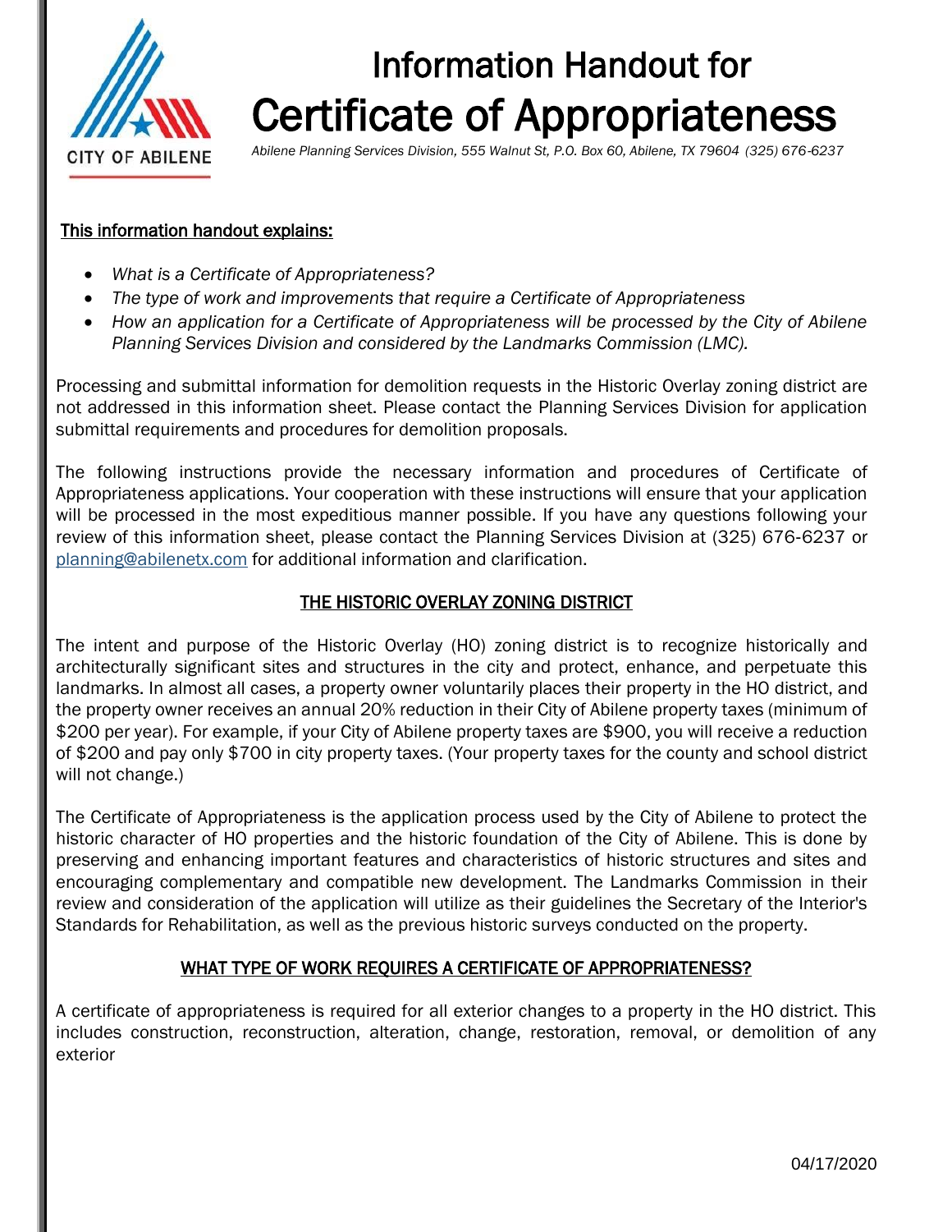# Information Handout for Certificate of Appropriateness

*Abilene Planning Services Division, 555 Walnut St, P.O. Box 60, Abilene, TX 79604 (325) 676-6237*

CITY OF ABILENE

**This information handout explains:**

- *What is a Certificate of Appropriateness?*
- *The type of work and improvements that require a Certificate of Appropriateness*
- *How an application for a Certificate of Appropriateness will be processed by the City of Abilene Planning Services Division and considered by the Landmarks Commission (LMC).*

Processing and submittal information for demolition requests in the Historic Overlay zoning district are not addressed in this information sheet. Please contact the Planning Services Division for application submittal requirements and procedures for demolition proposals.

The following instructions provide the necessary information and procedures of Certificate of Appropriateness applications. Your cooperation with these instructions will ensure that your application will be processed in the most expeditious manner possible. If you have any questions following your review of this information sheet, please contact the Planning Services Division at (325) 676-6237 or planning@abilenetx.com for additional information and clarification.

## THE HISTORIC OVERLAY ZONING DISTRICT

The intent and purpose of the Historic Overlay (HO) zoning district is to recognize historically and architecturally significant sites and structures in the city and protect, enhance, and perpetuate this landmarks. In almost all cases, a property owner voluntarily places their property in the HO district, and the property owner receives an annual 20% reduction in their City of Abilene property taxes (minimum of $200 per year). For example, if your City of Abilene property taxes are $900, you will receive a reduction of $200 and pay only $700 in city property taxes. (Your property taxes for the county and school district will not change.)

The Certificate of Appropriateness is the application process used by the City of Abilene to protect the historic character of HO properties and the historic foundation of the City of Abilene. This is done by preserving and enhancing important features and characteristics of historic structures and sites and encouraging complementary and compatible new development. The Landmarks Commission in their review and consideration of the application will utilize as their guidelines the Secretary of the Interior's Standards for Rehabilitation, as well as the previous historic surveys conducted on the property.

## WHAT TYPE OF WORK REQUIRES A CERTIFICATE OF APPROPRIATENESS?

A certificate of appropriateness is required for all exterior changes to a property in the HO district. This includes construction, reconstruction, alteration, change, restoration, removal, or demolition of any exterior

04/17/2020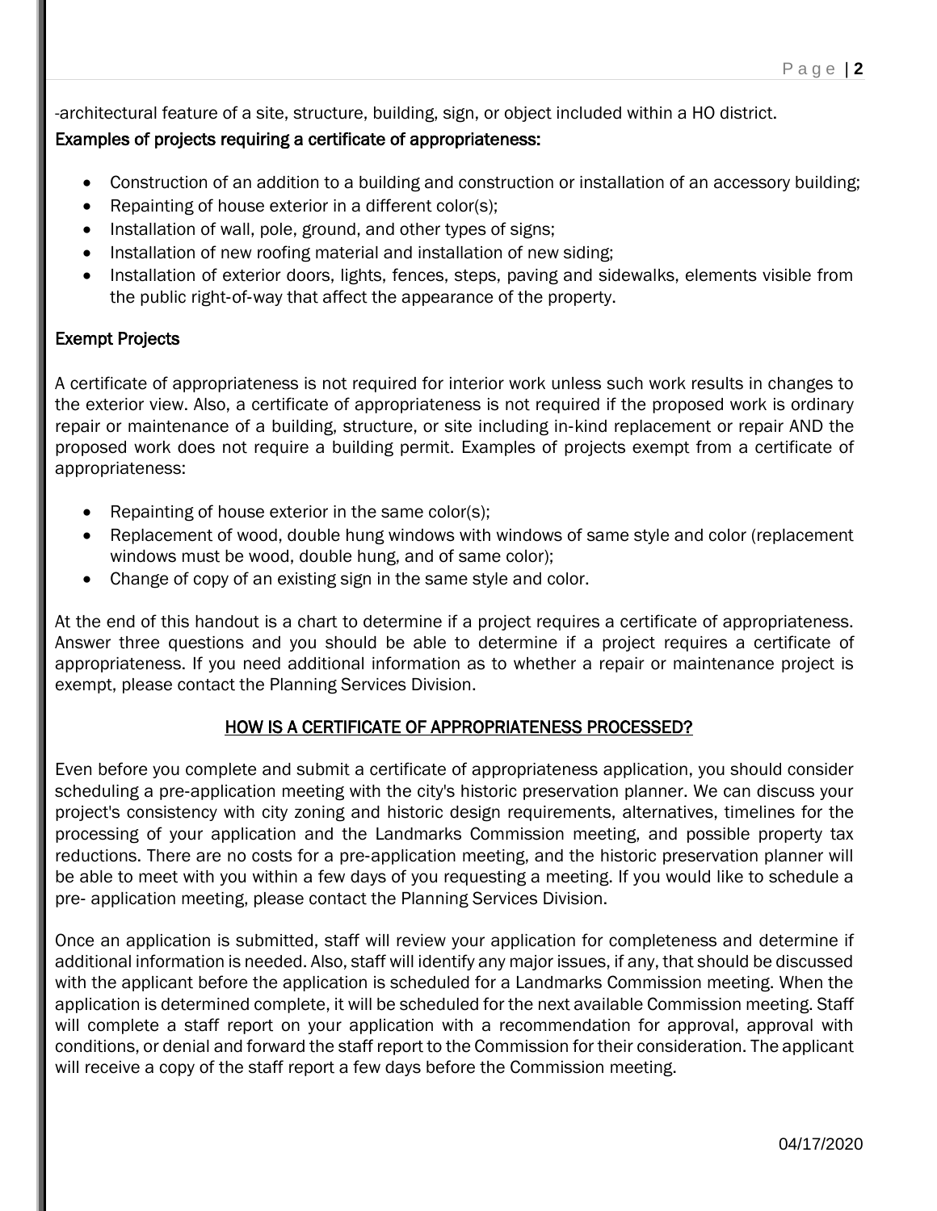-architectural feature of a site, structure, building, sign, or object included within a HO district.

**Examples of projects requiring a certificate of appropriateness:**

- Construction of an addition to a building and construction or installation of an accessory building;
- Repainting of house exterior in a different color(s);
- Installation of wall, pole, ground, and other types of signs;
- Installation of new roofing material and installation of new siding;
- Installation of exterior doors, lights, fences, steps, paving and sidewalks, elements visible from the public right-of-way that affect the appearance of the property.

**Exempt Projects**

A certificate of appropriateness is not required for interior work unless such work results in changes to the exterior view. Also, a certificate of appropriateness is not required if the proposed work is ordinary repair or maintenance of a building, structure, or site including in-kind replacement or repair AND the proposed work does not require a building permit. Examples of projects exempt from a certificate of appropriateness:

- Repainting of house exterior in the same color(s);
- Replacement of wood, double hung windows with windows of same style and color (replacement windows must be wood, double hung, and of same color);
- Change of copy of an existing sign in the same style and color.

At the end of this handout is a chart to determine if a project requires a certificate of appropriateness. Answer three questions and you should be able to determine if a project requires a certificate of appropriateness. If you need additional information as to whether a repair or maintenance project is exempt, please contact the Planning Services Division.

## HOW IS A CERTIFICATE OF APPROPRIATENESS PROCESSED?

Even before you complete and submit a certificate of appropriateness application, you should consider scheduling a pre-application meeting with the city's historic preservation planner. We can discuss your project's consistency with city zoning and historic design requirements, alternatives, timelines for the processing of your application and the Landmarks Commission meeting, and possible property tax reductions. There are no costs for a pre-application meeting, and the historic preservation planner will be able to meet with you within a few days of you requesting a meeting. If you would like to schedule a pre- application meeting, please contact the Planning Services Division.

Once an application is submitted, staff will review your application for completeness and determine if additional information is needed. Also, staff will identify any major issues, if any, that should be discussed with the applicant before the application is scheduled for a Landmarks Commission meeting. When the application is determined complete, it will be scheduled for the next available Commission meeting. Staff will complete a staff report on your application with a recommendation for approval, approval with conditions, or denial and forward the staff report to the Commission for their consideration. The applicant will receive a copy of the staff report a few days before the Commission meeting.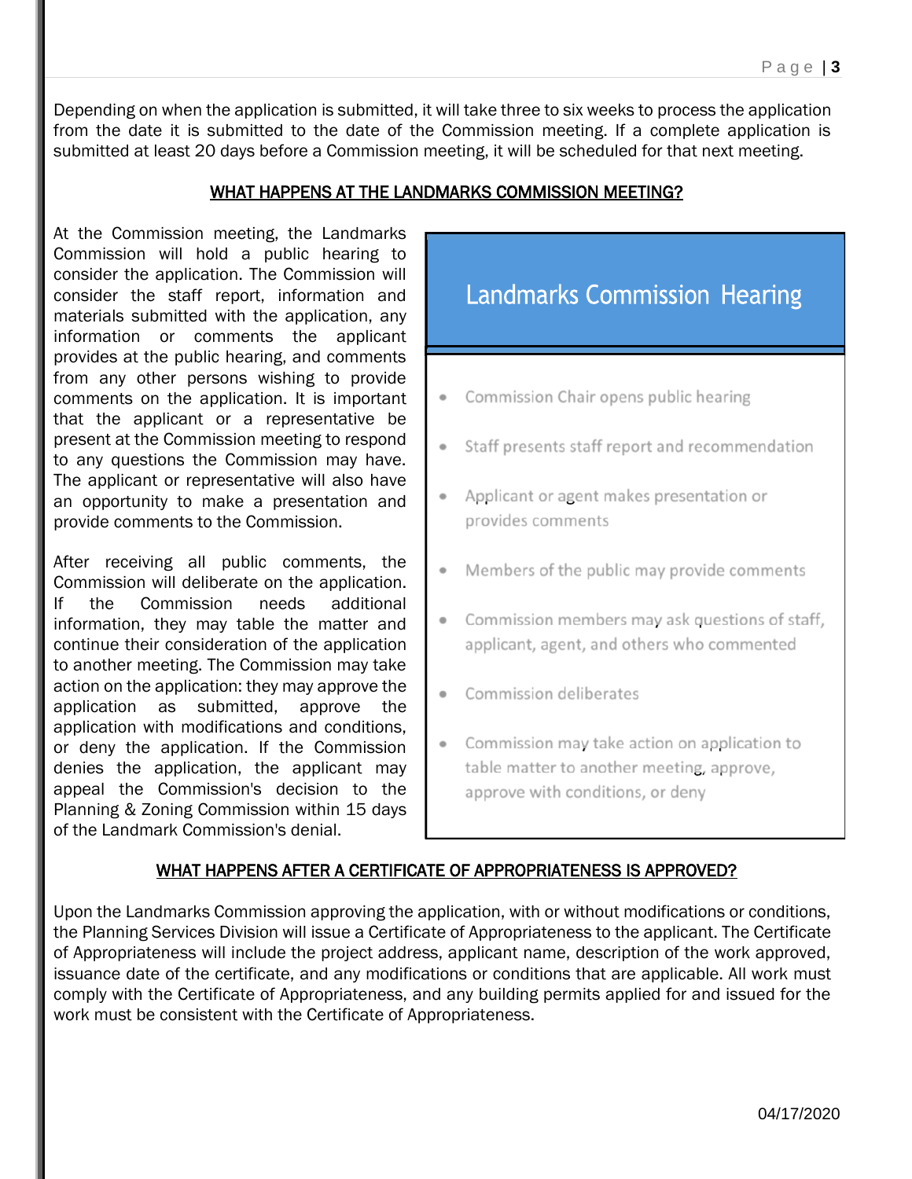Depending on when the application is submitted, it will take three to six weeks to process the application from the date it is submitted to the date of the Commission meeting. If a complete application is submitted at least 20 days before a Commission meeting, it will be scheduled for that next meeting.

## WHAT HAPPENS AT THE LANDMARKS COMMISSION MEETING?

At the Commission meeting, the Landmarks Commission will hold a public hearing to consider the application. The Commission will consider the staff report, information and materials submitted with the application, any information or comments the applicant provides at the public hearing, and comments from any other persons wishing to provide comments on the application. It is important that the applicant or a representative be present at the Commission meeting to respond to any questions the Commission may have. The applicant or representative will also have an opportunity to make a presentation and provide comments to the Commission.

After receiving all public comments, the Commission will deliberate on the application. If the Commission needs additional information, they may table the matter and continue their consideration of the application to another meeting. The Commission may take action on the application: they may approve the application as submitted, approve the application with modifications and conditions, or deny the application. If the Commission denies the application, the applicant may appeal the Commission's decision to the Planning & Zoning Commission within 15 days of the Landmark Commission's denial.

### Landmarks Commission Hearing

- Commission Chair opens public hearing
- Staff presents staff report and recommendation
- Applicant or agent makes presentation or provides comments
- Members of the public may provide comments
- Commission members may ask questions of staff, applicant, agent, and others who commented
- Commission deliberates
- Commission may take action on application to table matter to another meeting, approve, approve with conditions, or deny

## WHAT HAPPENS AFTER A CERTIFICATE OF APPROPRIATENESS IS APPROVED?

Upon the Landmarks Commission approving the application, with or without modifications or conditions, the Planning Services Division will issue a Certificate of Appropriateness to the applicant. The Certificate of Appropriateness will include the project address, applicant name, description of the work approved, issuance date of the certificate, and any modifications or conditions that are applicable. All work must comply with the Certificate of Appropriateness, and any building permits applied for and issued for the work must be consistent with the Certificate of Appropriateness.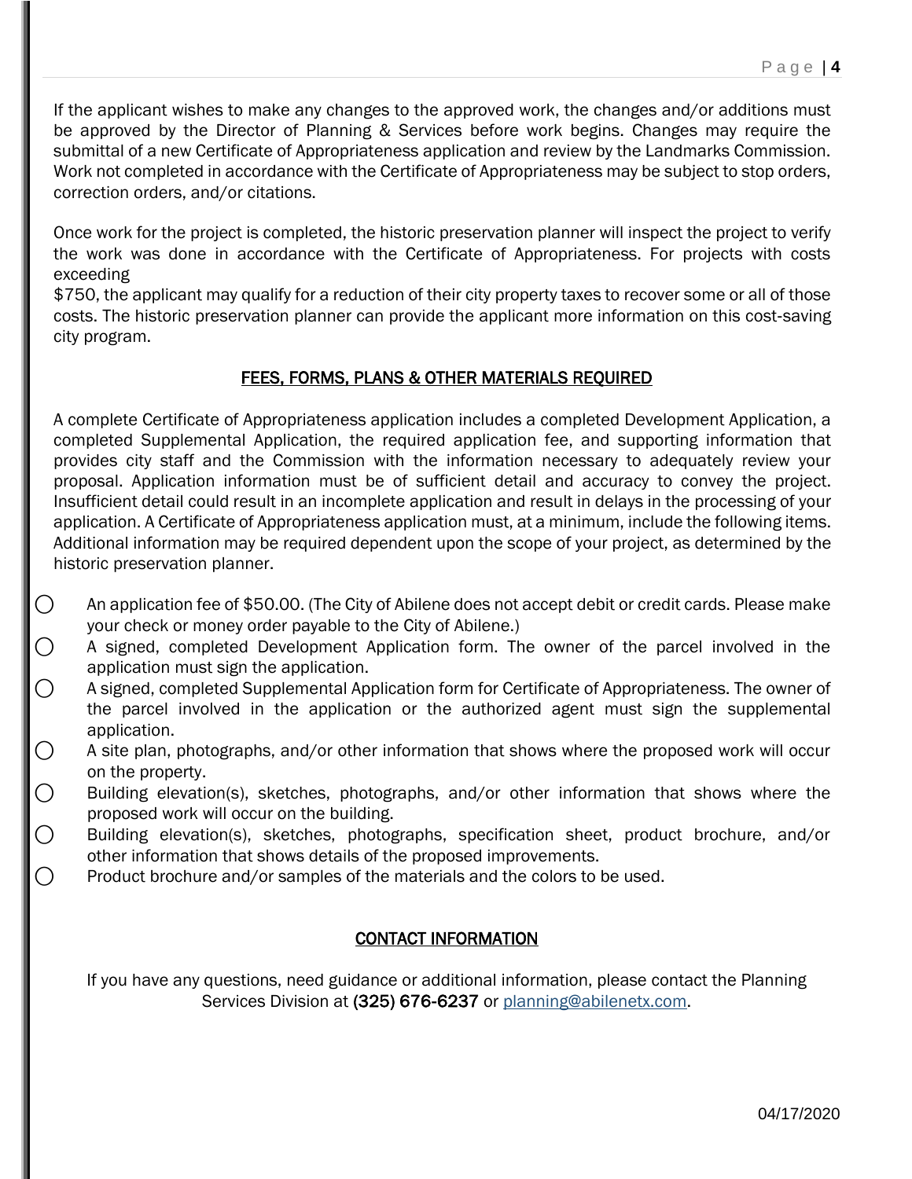If the applicant wishes to make any changes to the approved work, the changes and/or additions must be approved by the Director of Planning & Services before work begins. Changes may require the submittal of a new Certificate of Appropriateness application and review by the Landmarks Commission. Work not completed in accordance with the Certificate of Appropriateness may be subject to stop orders, correction orders, and/or citations.

Once work for the project is completed, the historic preservation planner will inspect the project to verify the work was done in accordance with the Certificate of Appropriateness. For projects with costs exceeding $750, the applicant may qualify for a reduction of their city property taxes to recover some or all of those costs. The historic preservation planner can provide the applicant more information on this cost-saving city program.

## FEES, FORMS, PLANS & OTHER MATERIALS REQUIRED

A complete Certificate of Appropriateness application includes a completed Development Application, a completed Supplemental Application, the required application fee, and supporting information that provides city staff and the Commission with the information necessary to adequately review your proposal. Application information must be of sufficient detail and accuracy to convey the project. Insufficient detail could result in an incomplete application and result in delays in the processing of your application. A Certificate of Appropriateness application must, at a minimum, include the following items. Additional information may be required dependent upon the scope of your project, as determined by the historic preservation planner.

- ◯ An application fee of $50.00. (The City of Abilene does not accept debit or credit cards. Please make your check or money order payable to the City of Abilene.)
- ◯ A signed, completed Development Application form. The owner of the parcel involved in the application must sign the application.
- ◯ A signed, completed Supplemental Application form for Certificate of Appropriateness. The owner of the parcel involved in the application or the authorized agent must sign the supplemental application.
- ◯ A site plan, photographs, and/or other information that shows where the proposed work will occur on the property.
- ◯ Building elevation(s), sketches, photographs, and/or other information that shows where the proposed work will occur on the building.
- ◯ Building elevation(s), sketches, photographs, specification sheet, product brochure, and/or other information that shows details of the proposed improvements.
- ◯ Product brochure and/or samples of the materials and the colors to be used.

## CONTACT INFORMATION

If you have any questions, need guidance or additional information, please contact the Planning Services Division at **(325) 676-6237** or planning@abilenetx.com.

04/17/2020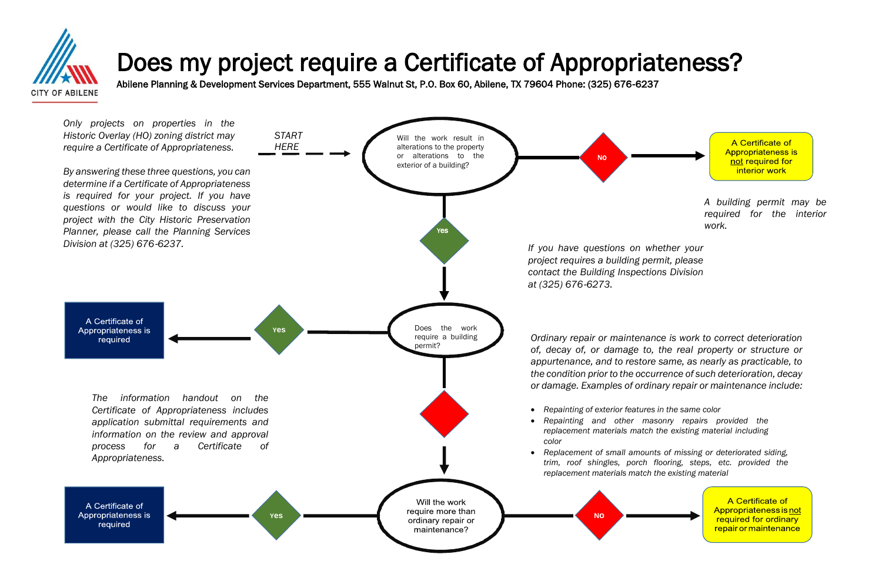# Does my project require a Certificate of Appropriateness?

**Abilene Planning & Development Services Department, 555 Walnut St, P.O. Box 60, Abilene, TX 79604 Phone: (325) 676-6237**

*Only projects on properties in the Historic Overlay (HO) zoning district may require a Certificate of Appropriateness.*

*By answering these three questions, you can determine if a Certificate of Appropriateness is required for your project. If you have questions or would like to discuss your project with the City Historic Preservation Planner, please call the Planning Services Division at (325) 676-6237.*

*START HERE*

**Will the work result in alterations to the property or alterations to the exterior of a building?**

- **No** → A Certificate of Appropriateness is not required for interior work
  - *A building permit may be required for the interior work.*
  - *If you have questions on whether your project requires a building permit, please contact the Building Inspections Division at (325) 676-6273.*
- **Yes** → next question

**Does the work require a building permit?**

- **Yes** → A Certificate of Appropriateness is required
- **No** → next question

**Will the work require more than ordinary repair or maintenance?**

- **Yes** → A Certificate of Appropriateness is required
- **No** → A Certificate of Appropriateness is not required for ordinary repair or maintenance

*The information handout on the Certificate of Appropriateness includes application submittal requirements and information on the review and approval process for a Certificate of Appropriateness.*

*Ordinary repair or maintenance is work to correct deterioration of, decay of, or damage to, the real property or structure or appurtenance, and to restore same, as nearly as practicable, to the condition prior to the occurrence of such deterioration, decay or damage. Examples of ordinary repair or maintenance include:*

- *Repainting of exterior features in the same color*
- *Repainting and other masonry repairs provided the replacement materials match the existing material including color*
- *Replacement of small amounts of missing or deteriorated siding, trim, roof shingles, porch flooring, steps, etc. provided the replacement materials match the existing material*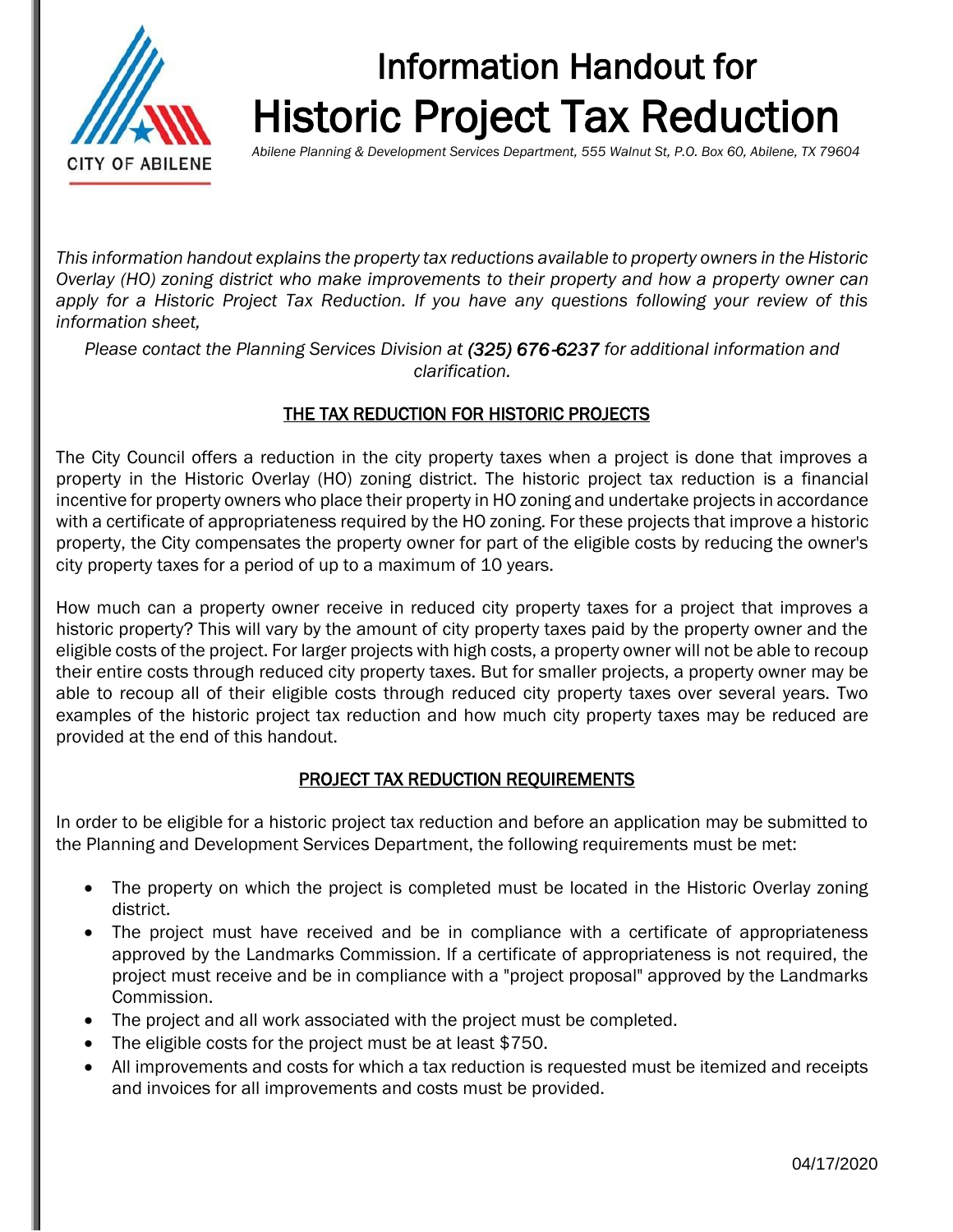# Information Handout for Historic Project Tax Reduction

*Abilene Planning & Development Services Department, 555 Walnut St, P.O. Box 60, Abilene, TX 79604*

*This information handout explains the property tax reductions available to property owners in the Historic Overlay (HO) zoning district who make improvements to their property and how a property owner can apply for a Historic Project Tax Reduction. If you have any questions following your review of this information sheet,*

*Please contact the Planning Services Division at **(325) 676-6237** for additional information and clarification.*

## THE TAX REDUCTION FOR HISTORIC PROJECTS

The City Council offers a reduction in the city property taxes when a project is done that improves a property in the Historic Overlay (HO) zoning district. The historic project tax reduction is a financial incentive for property owners who place their property in HO zoning and undertake projects in accordance with a certificate of appropriateness required by the HO zoning. For these projects that improve a historic property, the City compensates the property owner for part of the eligible costs by reducing the owner's city property taxes for a period of up to a maximum of 10 years.

How much can a property owner receive in reduced city property taxes for a project that improves a historic property? This will vary by the amount of city property taxes paid by the property owner and the eligible costs of the project. For larger projects with high costs, a property owner will not be able to recoup their entire costs through reduced city property taxes. But for smaller projects, a property owner may be able to recoup all of their eligible costs through reduced city property taxes over several years. Two examples of the historic project tax reduction and how much city property taxes may be reduced are provided at the end of this handout.

## PROJECT TAX REDUCTION REQUIREMENTS

In order to be eligible for a historic project tax reduction and before an application may be submitted to the Planning and Development Services Department, the following requirements must be met:

- The property on which the project is completed must be located in the Historic Overlay zoning district.
- The project must have received and be in compliance with a certificate of appropriateness approved by the Landmarks Commission. If a certificate of appropriateness is not required, the project must receive and be in compliance with a "project proposal" approved by the Landmarks Commission.
- The project and all work associated with the project must be completed.
- The eligible costs for the project must be at least $750.
- All improvements and costs for which a tax reduction is requested must be itemized and receipts and invoices for all improvements and costs must be provided.

04/17/2020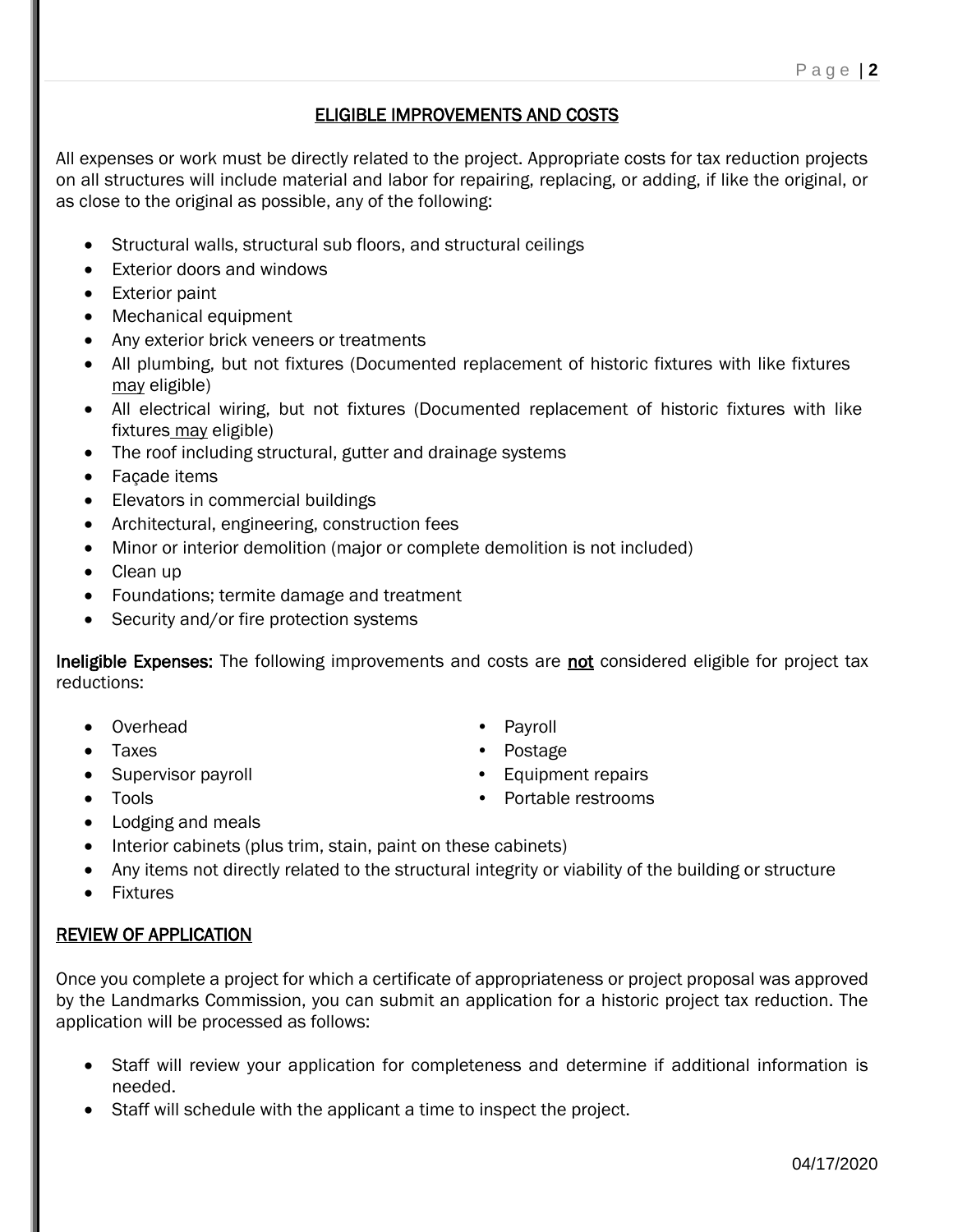## ELIGIBLE IMPROVEMENTS AND COSTS

All expenses or work must be directly related to the project. Appropriate costs for tax reduction projects on all structures will include material and labor for repairing, replacing, or adding, if like the original, or as close to the original as possible, any of the following:

- Structural walls, structural sub floors, and structural ceilings
- Exterior doors and windows
- Exterior paint
- Mechanical equipment
- Any exterior brick veneers or treatments
- All plumbing, but not fixtures (Documented replacement of historic fixtures with like fixtures may eligible)
- All electrical wiring, but not fixtures (Documented replacement of historic fixtures with like fixtures may eligible)
- The roof including structural, gutter and drainage systems
- Façade items
- Elevators in commercial buildings
- Architectural, engineering, construction fees
- Minor or interior demolition (major or complete demolition is not included)
- Clean up
- Foundations; termite damage and treatment
- Security and/or fire protection systems

**Ineligible Expenses:** The following improvements and costs are **not** considered eligible for project tax reductions:

- Overhead
- Taxes
- Supervisor payroll
- Tools
- Payroll
- Postage
- Equipment repairs
- Portable restrooms
- Lodging and meals
- Interior cabinets (plus trim, stain, paint on these cabinets)
- Any items not directly related to the structural integrity or viability of the building or structure
- Fixtures

## REVIEW OF APPLICATION

Once you complete a project for which a certificate of appropriateness or project proposal was approved by the Landmarks Commission, you can submit an application for a historic project tax reduction. The application will be processed as follows:

- Staff will review your application for completeness and determine if additional information is needed.
- Staff will schedule with the applicant a time to inspect the project.

04/17/2020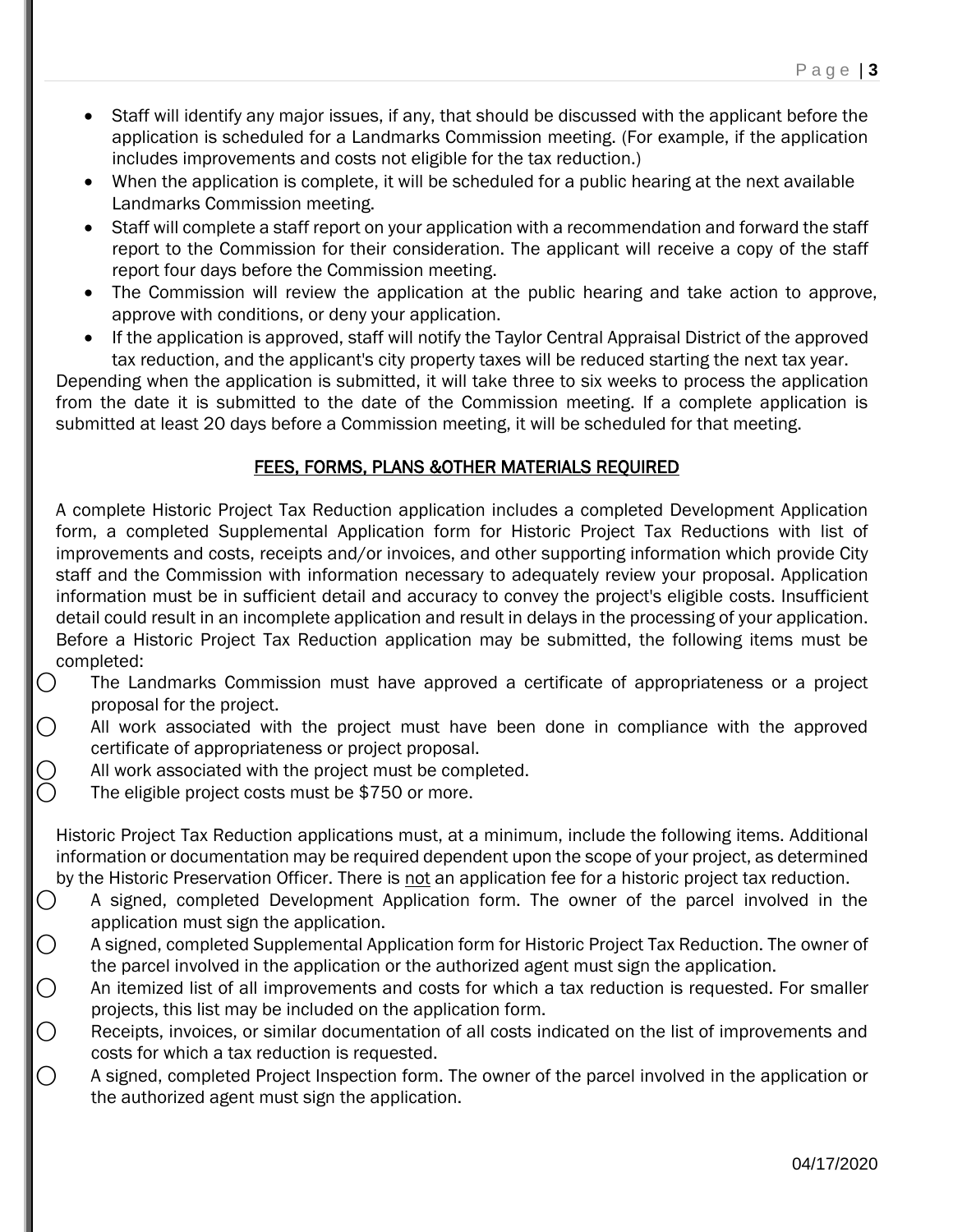- Staff will identify any major issues, if any, that should be discussed with the applicant before the application is scheduled for a Landmarks Commission meeting. (For example, if the application includes improvements and costs not eligible for the tax reduction.)
- When the application is complete, it will be scheduled for a public hearing at the next available Landmarks Commission meeting.
- Staff will complete a staff report on your application with a recommendation and forward the staff report to the Commission for their consideration. The applicant will receive a copy of the staff report four days before the Commission meeting.
- The Commission will review the application at the public hearing and take action to approve, approve with conditions, or deny your application.
- If the application is approved, staff will notify the Taylor Central Appraisal District of the approved tax reduction, and the applicant's city property taxes will be reduced starting the next tax year.

Depending when the application is submitted, it will take three to six weeks to process the application from the date it is submitted to the date of the Commission meeting. If a complete application is submitted at least 20 days before a Commission meeting, it will be scheduled for that meeting.

## FEES, FORMS, PLANS &OTHER MATERIALS REQUIRED

A complete Historic Project Tax Reduction application includes a completed Development Application form, a completed Supplemental Application form for Historic Project Tax Reductions with list of improvements and costs, receipts and/or invoices, and other supporting information which provide City staff and the Commission with information necessary to adequately review your proposal. Application information must be in sufficient detail and accuracy to convey the project's eligible costs. Insufficient detail could result in an incomplete application and result in delays in the processing of your application. Before a Historic Project Tax Reduction application may be submitted, the following items must be completed:

- ○ The Landmarks Commission must have approved a certificate of appropriateness or a project proposal for the project.
- ○ All work associated with the project must have been done in compliance with the approved certificate of appropriateness or project proposal.
- ○ All work associated with the project must be completed.
- ○ The eligible project costs must be $750 or more.

Historic Project Tax Reduction applications must, at a minimum, include the following items. Additional information or documentation may be required dependent upon the scope of your project, as determined by the Historic Preservation Officer. There is not an application fee for a historic project tax reduction.

- ○ A signed, completed Development Application form. The owner of the parcel involved in the application must sign the application.
- ○ A signed, completed Supplemental Application form for Historic Project Tax Reduction. The owner of the parcel involved in the application or the authorized agent must sign the application.
- ○ An itemized list of all improvements and costs for which a tax reduction is requested. For smaller projects, this list may be included on the application form.
- ○ Receipts, invoices, or similar documentation of all costs indicated on the list of improvements and costs for which a tax reduction is requested.
- ○ A signed, completed Project Inspection form. The owner of the parcel involved in the application or the authorized agent must sign the application.

04/17/2020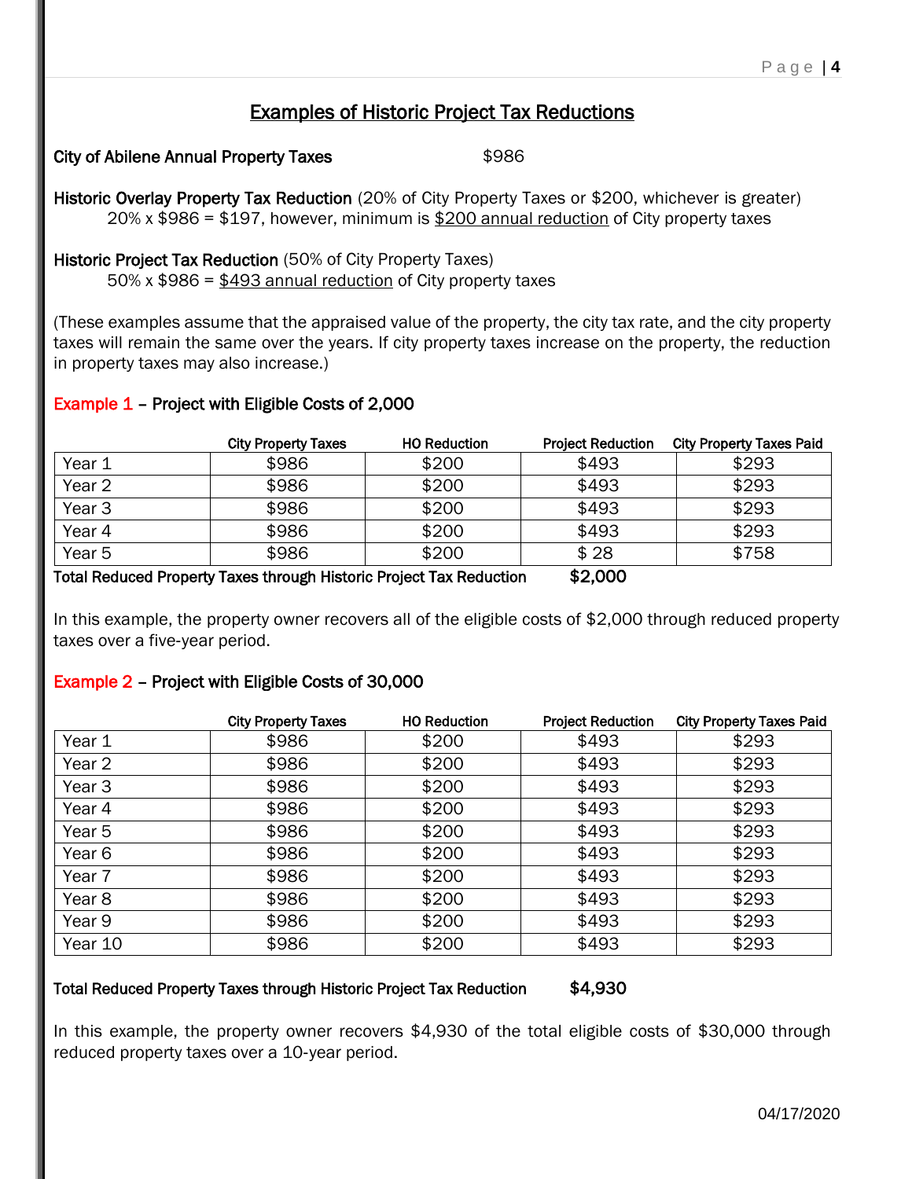## Examples of Historic Project Tax Reductions

**City of Abilene Annual Property Taxes** $986

**Historic Overlay Property Tax Reduction** (20% of City Property Taxes or $200, whichever is greater)
20% x $986 = $197, however, minimum is $200 annual reduction of City property taxes

**Historic Project Tax Reduction** (50% of City Property Taxes)
50% x $986 = $493 annual reduction of City property taxes

(These examples assume that the appraised value of the property, the city tax rate, and the city property taxes will remain the same over the years. If city property taxes increase on the property, the reduction in property taxes may also increase.)

### Example 1 – Project with Eligible Costs of 2,000

| | City Property Taxes | HO Reduction | Project Reduction | City Property Taxes Paid |
|---|---|---|---|---|
| Year 1 | $986 | $200 | $493 | $293 |
| Year 2 | $986 | $200 | $493 | $293 |
| Year 3 | $986 | $200 | $493 | $293 |
| Year 4 | $986 | $200 | $493 | $293 |
| Year 5 | $986 | $200 | $ 28 | $758 |

**Total Reduced Property Taxes through Historic Project Tax Reduction** **$2,000**

In this example, the property owner recovers all of the eligible costs of $2,000 through reduced property taxes over a five-year period.

### Example 2 – Project with Eligible Costs of 30,000

| | City Property Taxes | HO Reduction | Project Reduction | City Property Taxes Paid |
|---|---|---|---|---|
| Year 1 | $986 | $200 | $493 | $293 |
| Year 2 | $986 | $200 | $493 | $293 |
| Year 3 | $986 | $200 | $493 | $293 |
| Year 4 | $986 | $200 | $493 | $293 |
| Year 5 | $986 | $200 | $493 | $293 |
| Year 6 | $986 | $200 | $493 | $293 |
| Year 7 | $986 | $200 | $493 | $293 |
| Year 8 | $986 | $200 | $493 | $293 |
| Year 9 | $986 | $200 | $493 | $293 |
| Year 10 | $986 | $200 | $493 | $293 |

**Total Reduced Property Taxes through Historic Project Tax Reduction** **$4,930**

In this example, the property owner recovers $4,930 of the total eligible costs of $30,000 through reduced property taxes over a 10-year period.

04/17/2020